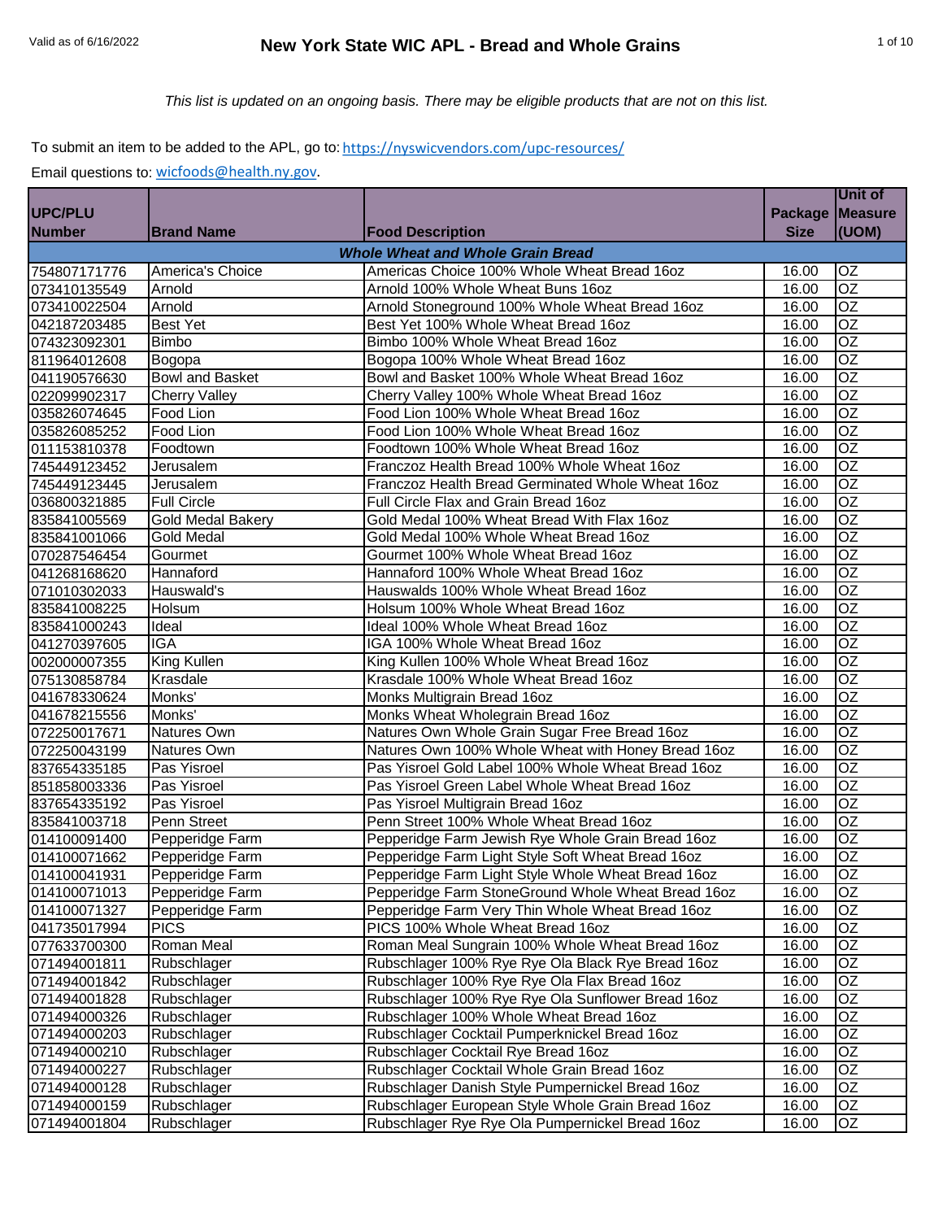# New York State WIC APL - Bread and Whole Grains

Valid as of 6/16/2022

*This list is updated on an ongoing basis. There may be eligible products that are not on this list.*

To submit an item to be added to the APL, go to: https://nyswicvendors.com/upc-resources/

Email questions to: wicfoods@health.ny.gov.

| UPC/PLU Number | Brand Name | Food Description | Package Size | Unit of Measure (UOM) |
|---|---|---|---|---|
| | | ***Whole Wheat and Whole Grain Bread*** | | |
| 754807171776 | America's Choice | Americas Choice 100% Whole Wheat Bread 16oz | 16.00 | OZ |
| 073410135549 | Arnold | Arnold 100% Whole Wheat Buns 16oz | 16.00 | OZ |
| 073410022504 | Arnold | Arnold Stoneground 100% Whole Wheat Bread 16oz | 16.00 | OZ |
| 042187203485 | Best Yet | Best Yet 100% Whole Wheat Bread 16oz | 16.00 | OZ |
| 074323092301 | Bimbo | Bimbo 100% Whole Wheat Bread 16oz | 16.00 | OZ |
| 811964012608 | Bogopa | Bogopa 100% Whole Wheat Bread 16oz | 16.00 | OZ |
| 041190576630 | Bowl and Basket | Bowl and Basket 100% Whole Wheat Bread 16oz | 16.00 | OZ |
| 022099902317 | Cherry Valley | Cherry Valley 100% Whole Wheat Bread 16oz | 16.00 | OZ |
| 035826074645 | Food Lion | Food Lion 100% Whole Wheat Bread 16oz | 16.00 | OZ |
| 035826085252 | Food Lion | Food Lion 100% Whole Wheat Bread 16oz | 16.00 | OZ |
| 011153810378 | Foodtown | Foodtown 100% Whole Wheat Bread 16oz | 16.00 | OZ |
| 745449123452 | Jerusalem | Franczoz Health Bread 100% Whole Wheat 16oz | 16.00 | OZ |
| 745449123445 | Jerusalem | Franczoz Health Bread Germinated Whole Wheat 16oz | 16.00 | OZ |
| 036800321885 | Full Circle | Full Circle Flax and Grain Bread 16oz | 16.00 | OZ |
| 835841005569 | Gold Medal Bakery | Gold Medal 100% Wheat Bread With Flax 16oz | 16.00 | OZ |
| 835841001066 | Gold Medal | Gold Medal 100% Whole Wheat Bread 16oz | 16.00 | OZ |
| 070287546454 | Gourmet | Gourmet 100% Whole Wheat Bread 16oz | 16.00 | OZ |
| 041268168620 | Hannaford | Hannaford 100% Whole Wheat Bread 16oz | 16.00 | OZ |
| 071010302033 | Hauswald's | Hauswalds 100% Whole Wheat Bread 16oz | 16.00 | OZ |
| 835841008225 | Holsum | Holsum 100% Whole Wheat Bread 16oz | 16.00 | OZ |
| 835841000243 | Ideal | Ideal 100% Whole Wheat Bread 16oz | 16.00 | OZ |
| 041270397605 | IGA | IGA 100% Whole Wheat Bread 16oz | 16.00 | OZ |
| 002000007355 | King Kullen | King Kullen 100% Whole Wheat Bread 16oz | 16.00 | OZ |
| 075130858784 | Krasdale | Krasdale 100% Whole Wheat Bread 16oz | 16.00 | OZ |
| 041678330624 | Monks' | Monks Multigrain Bread 16oz | 16.00 | OZ |
| 041678215556 | Monks' | Monks Wheat Wholegrain Bread 16oz | 16.00 | OZ |
| 072250017671 | Natures Own | Natures Own Whole Grain Sugar Free Bread 16oz | 16.00 | OZ |
| 072250043199 | Natures Own | Natures Own 100% Whole Wheat with Honey Bread 16oz | 16.00 | OZ |
| 837654335185 | Pas Yisroel | Pas Yisroel Gold Label 100% Whole Wheat Bread 16oz | 16.00 | OZ |
| 851858003336 | Pas Yisroel | Pas Yisroel Green Label Whole Wheat Bread 16oz | 16.00 | OZ |
| 837654335192 | Pas Yisroel | Pas Yisroel Multigrain Bread 16oz | 16.00 | OZ |
| 835841003718 | Penn Street | Penn Street 100% Whole Wheat Bread 16oz | 16.00 | OZ |
| 014100091400 | Pepperidge Farm | Pepperidge Farm Jewish Rye Whole Grain Bread 16oz | 16.00 | OZ |
| 014100071662 | Pepperidge Farm | Pepperidge Farm Light Style Soft Wheat Bread 16oz | 16.00 | OZ |
| 014100041931 | Pepperidge Farm | Pepperidge Farm Light Style Whole Wheat Bread 16oz | 16.00 | OZ |
| 014100071013 | Pepperidge Farm | Pepperidge Farm StoneGround Whole Wheat Bread 16oz | 16.00 | OZ |
| 014100071327 | Pepperidge Farm | Pepperidge Farm Very Thin Whole Wheat Bread 16oz | 16.00 | OZ |
| 041735017994 | PICS | PICS 100% Whole Wheat Bread 16oz | 16.00 | OZ |
| 077633700300 | Roman Meal | Roman Meal Sungrain 100% Whole Wheat Bread 16oz | 16.00 | OZ |
| 071494001811 | Rubschlager | Rubschlager 100% Rye Rye Ola Black Rye Bread 16oz | 16.00 | OZ |
| 071494001842 | Rubschlager | Rubschlager 100% Rye Rye Ola Flax Bread 16oz | 16.00 | OZ |
| 071494001828 | Rubschlager | Rubschlager 100% Rye Rye Ola Sunflower Bread 16oz | 16.00 | OZ |
| 071494000326 | Rubschlager | Rubschlager 100% Whole Wheat Bread 16oz | 16.00 | OZ |
| 071494000203 | Rubschlager | Rubschlager Cocktail Pumperknickel Bread 16oz | 16.00 | OZ |
| 071494000210 | Rubschlager | Rubschlager Cocktail Rye Bread 16oz | 16.00 | OZ |
| 071494000227 | Rubschlager | Rubschlager Cocktail Whole Grain Bread 16oz | 16.00 | OZ |
| 071494000128 | Rubschlager | Rubschlager Danish Style Pumpernickel Bread 16oz | 16.00 | OZ |
| 071494000159 | Rubschlager | Rubschlager European Style Whole Grain Bread 16oz | 16.00 | OZ |
| 071494001804 | Rubschlager | Rubschlager Rye Rye Ola Pumpernickel Bread 16oz | 16.00 | OZ |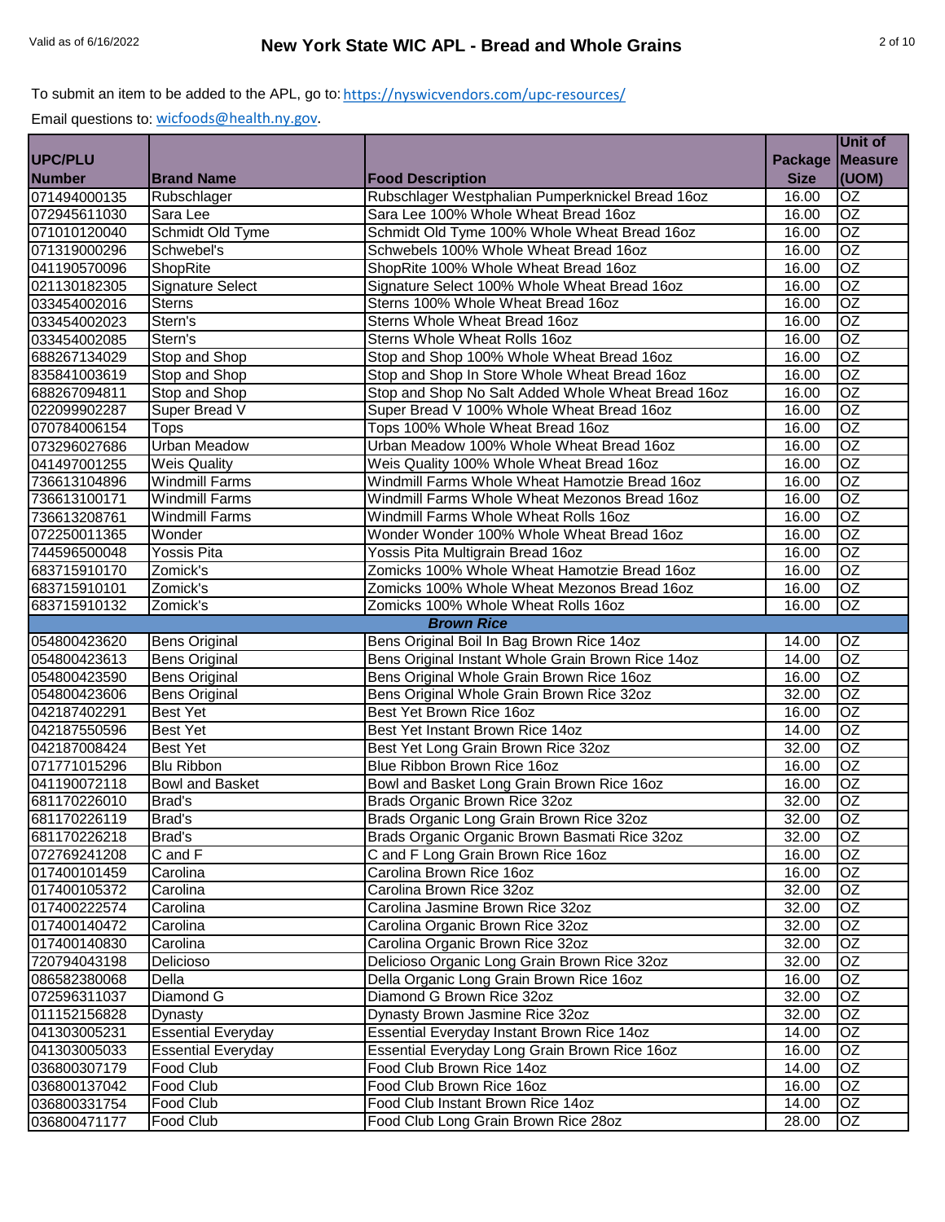To submit an item to be added to the APL, go to: https://nyswicvendors.com/upc-resources/

Email questions to: wicfoods@health.ny.gov.

| UPC/PLU Number | Brand Name | Food Description | Package Size | Unit of Measure (UOM) |
|---|---|---|---|---|
| 071494000135 | Rubschlager | Rubschlager Westphalian Pumperknickel Bread 16oz | 16.00 | OZ |
| 072945611030 | Sara Lee | Sara Lee 100% Whole Wheat Bread 16oz | 16.00 | OZ |
| 071010120040 | Schmidt Old Tyme | Schmidt Old Tyme 100% Whole Wheat Bread 16oz | 16.00 | OZ |
| 071319000296 | Schwebel's | Schwebels 100% Whole Wheat Bread 16oz | 16.00 | OZ |
| 041190570096 | ShopRite | ShopRite 100% Whole Wheat Bread 16oz | 16.00 | OZ |
| 021130182305 | Signature Select | Signature Select 100% Whole Wheat Bread 16oz | 16.00 | OZ |
| 033454002016 | Sterns | Sterns 100% Whole Wheat Bread 16oz | 16.00 | OZ |
| 033454002023 | Stern's | Sterns Whole Wheat Bread 16oz | 16.00 | OZ |
| 033454002085 | Stern's | Sterns Whole Wheat Rolls 16oz | 16.00 | OZ |
| 688267134029 | Stop and Shop | Stop and Shop 100% Whole Wheat Bread 16oz | 16.00 | OZ |
| 835841003619 | Stop and Shop | Stop and Shop In Store Whole Wheat Bread 16oz | 16.00 | OZ |
| 688267094811 | Stop and Shop | Stop and Shop No Salt Added Whole Wheat Bread 16oz | 16.00 | OZ |
| 022099902287 | Super Bread V | Super Bread V 100% Whole Wheat Bread 16oz | 16.00 | OZ |
| 070784006154 | Tops | Tops 100% Whole Wheat Bread 16oz | 16.00 | OZ |
| 073296027686 | Urban Meadow | Urban Meadow 100% Whole Wheat Bread 16oz | 16.00 | OZ |
| 041497001255 | Weis Quality | Weis Quality 100% Whole Wheat Bread 16oz | 16.00 | OZ |
| 736613104896 | Windmill Farms | Windmill Farms Whole Wheat Hamotzie Bread 16oz | 16.00 | OZ |
| 736613100171 | Windmill Farms | Windmill Farms Whole Wheat Mezonos Bread 16oz | 16.00 | OZ |
| 736613208761 | Windmill Farms | Windmill Farms Whole Wheat Rolls 16oz | 16.00 | OZ |
| 072250011365 | Wonder | Wonder Wonder 100% Whole Wheat Bread 16oz | 16.00 | OZ |
| 744596500048 | Yossis Pita | Yossis Pita Multigrain Bread 16oz | 16.00 | OZ |
| 683715910170 | Zomick's | Zomicks 100% Whole Wheat Hamotzie Bread 16oz | 16.00 | OZ |
| 683715910101 | Zomick's | Zomicks 100% Whole Wheat Mezonos Bread 16oz | 16.00 | OZ |
| 683715910132 | Zomick's | Zomicks 100% Whole Wheat Rolls 16oz | 16.00 | OZ |
| | | ***Brown Rice*** | | |
| 054800423620 | Bens Original | Bens Original Boil In Bag Brown Rice 14oz | 14.00 | OZ |
| 054800423613 | Bens Original | Bens Original Instant Whole Grain Brown Rice 14oz | 14.00 | OZ |
| 054800423590 | Bens Original | Bens Original Whole Grain Brown Rice 16oz | 16.00 | OZ |
| 054800423606 | Bens Original | Bens Original Whole Grain Brown Rice 32oz | 32.00 | OZ |
| 042187402291 | Best Yet | Best Yet Brown Rice 16oz | 16.00 | OZ |
| 042187550596 | Best Yet | Best Yet Instant Brown Rice 14oz | 14.00 | OZ |
| 042187008424 | Best Yet | Best Yet Long Grain Brown Rice 32oz | 32.00 | OZ |
| 071771015296 | Blu Ribbon | Blue Ribbon Brown Rice 16oz | 16.00 | OZ |
| 041190072118 | Bowl and Basket | Bowl and Basket Long Grain Brown Rice 16oz | 16.00 | OZ |
| 681170226010 | Brad's | Brads Organic Brown Rice 32oz | 32.00 | OZ |
| 681170226119 | Brad's | Brads Organic Long Grain Brown Rice 32oz | 32.00 | OZ |
| 681170226218 | Brad's | Brads Organic Organic Brown Basmati Rice 32oz | 32.00 | OZ |
| 072769241208 | C and F | C and F Long Grain Brown Rice 16oz | 16.00 | OZ |
| 017400101459 | Carolina | Carolina Brown Rice 16oz | 16.00 | OZ |
| 017400105372 | Carolina | Carolina Brown Rice 32oz | 32.00 | OZ |
| 017400222574 | Carolina | Carolina Jasmine Brown Rice 32oz | 32.00 | OZ |
| 017400140472 | Carolina | Carolina Organic Brown Rice 32oz | 32.00 | OZ |
| 017400140830 | Carolina | Carolina Organic Brown Rice 32oz | 32.00 | OZ |
| 720794043198 | Delicioso | Delicioso Organic Long Grain Brown Rice 32oz | 32.00 | OZ |
| 086582380068 | Della | Della Organic Long Grain Brown Rice 16oz | 16.00 | OZ |
| 072596311037 | Diamond G | Diamond G Brown Rice 32oz | 32.00 | OZ |
| 011152156828 | Dynasty | Dynasty Brown Jasmine Rice 32oz | 32.00 | OZ |
| 041303005231 | Essential Everyday | Essential Everyday Instant Brown Rice 14oz | 14.00 | OZ |
| 041303005033 | Essential Everyday | Essential Everyday Long Grain Brown Rice 16oz | 16.00 | OZ |
| 036800307179 | Food Club | Food Club Brown Rice 14oz | 14.00 | OZ |
| 036800137042 | Food Club | Food Club Brown Rice 16oz | 16.00 | OZ |
| 036800331754 | Food Club | Food Club Instant Brown Rice 14oz | 14.00 | OZ |
| 036800471177 | Food Club | Food Club Long Grain Brown Rice 28oz | 28.00 | OZ |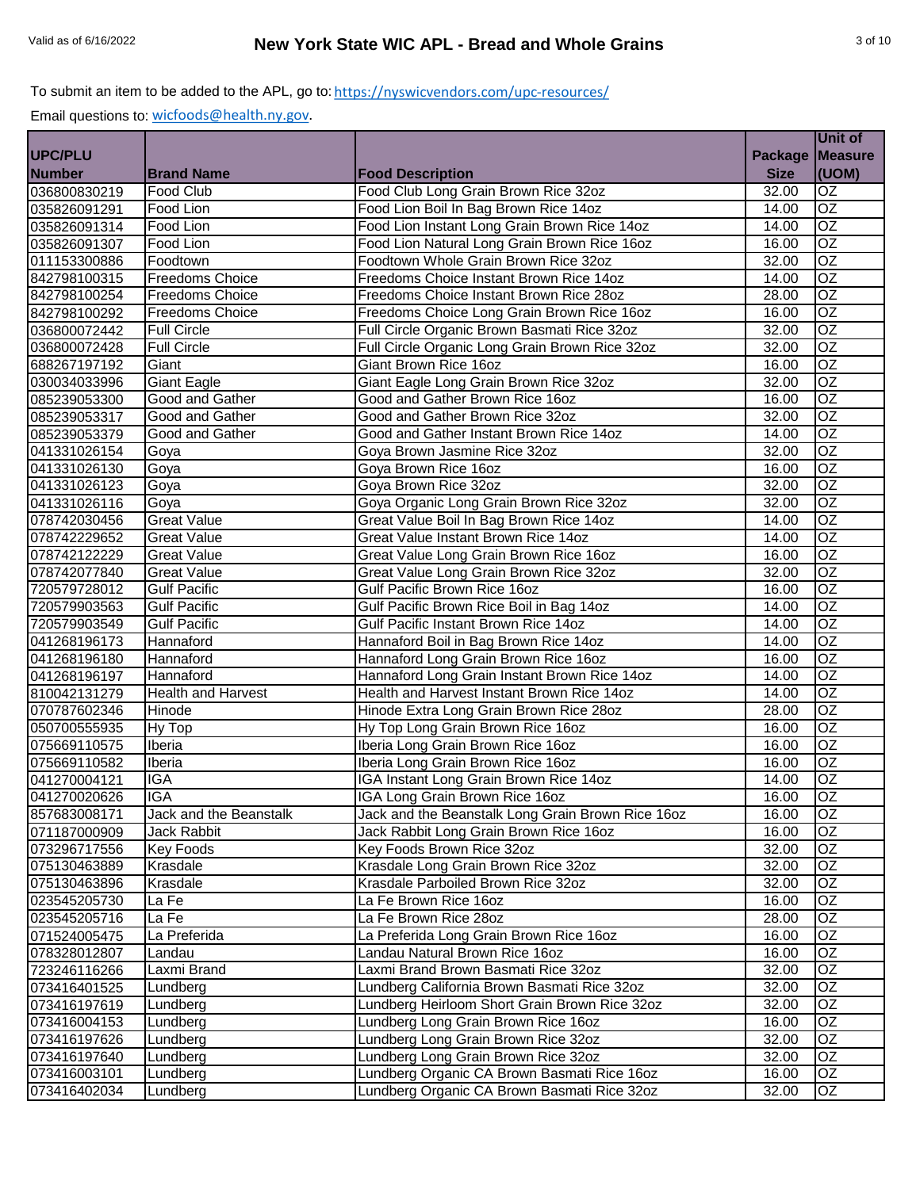To submit an item to be added to the APL, go to: https://nyswicvendors.com/upc-resources/

Email questions to: wicfoods@health.ny.gov.

| UPC/PLU Number | Brand Name | Food Description | Package Size | Unit of Measure (UOM) |
|---|---|---|---|---|
| 036800830219 | Food Club | Food Club Long Grain Brown Rice 32oz | 32.00 | OZ |
| 035826091291 | Food Lion | Food Lion Boil In Bag Brown Rice 14oz | 14.00 | OZ |
| 035826091314 | Food Lion | Food Lion Instant Long Grain Brown Rice 14oz | 14.00 | OZ |
| 035826091307 | Food Lion | Food Lion Natural Long Grain Brown Rice 16oz | 16.00 | OZ |
| 011153300886 | Foodtown | Foodtown Whole Grain Brown Rice 32oz | 32.00 | OZ |
| 842798100315 | Freedoms Choice | Freedoms Choice Instant Brown Rice 14oz | 14.00 | OZ |
| 842798100254 | Freedoms Choice | Freedoms Choice Instant Brown Rice 28oz | 28.00 | OZ |
| 842798100292 | Freedoms Choice | Freedoms Choice Long Grain Brown Rice 16oz | 16.00 | OZ |
| 036800072442 | Full Circle | Full Circle Organic Brown Basmati Rice 32oz | 32.00 | OZ |
| 036800072428 | Full Circle | Full Circle Organic Long Grain Brown Rice 32oz | 32.00 | OZ |
| 688267197192 | Giant | Giant Brown Rice 16oz | 16.00 | OZ |
| 030034033996 | Giant Eagle | Giant Eagle Long Grain Brown Rice 32oz | 32.00 | OZ |
| 085239053300 | Good and Gather | Good and Gather Brown Rice 16oz | 16.00 | OZ |
| 085239053317 | Good and Gather | Good and Gather Brown Rice 32oz | 32.00 | OZ |
| 085239053379 | Good and Gather | Good and Gather Instant Brown Rice 14oz | 14.00 | OZ |
| 041331026154 | Goya | Goya Brown Jasmine Rice 32oz | 32.00 | OZ |
| 041331026130 | Goya | Goya Brown Rice 16oz | 16.00 | OZ |
| 041331026123 | Goya | Goya Brown Rice 32oz | 32.00 | OZ |
| 041331026116 | Goya | Goya Organic Long Grain Brown Rice 32oz | 32.00 | OZ |
| 078742030456 | Great Value | Great Value Boil In Bag Brown Rice 14oz | 14.00 | OZ |
| 078742229652 | Great Value | Great Value Instant Brown Rice 14oz | 14.00 | OZ |
| 078742122229 | Great Value | Great Value Long Grain Brown Rice 16oz | 16.00 | OZ |
| 078742077840 | Great Value | Great Value Long Grain Brown Rice 32oz | 32.00 | OZ |
| 720579728012 | Gulf Pacific | Gulf Pacific Brown Rice 16oz | 16.00 | OZ |
| 720579903563 | Gulf Pacific | Gulf Pacific Brown Rice Boil in Bag 14oz | 14.00 | OZ |
| 720579903549 | Gulf Pacific | Gulf Pacific Instant Brown Rice 14oz | 14.00 | OZ |
| 041268196173 | Hannaford | Hannaford Boil in Bag Brown Rice 14oz | 14.00 | OZ |
| 041268196180 | Hannaford | Hannaford Long Grain Brown Rice 16oz | 16.00 | OZ |
| 041268196197 | Hannaford | Hannaford Long Grain Instant Brown Rice 14oz | 14.00 | OZ |
| 810042131279 | Health and Harvest | Health and Harvest Instant Brown Rice 14oz | 14.00 | OZ |
| 070787602346 | Hinode | Hinode Extra Long Grain Brown Rice 28oz | 28.00 | OZ |
| 050700555935 | Hy Top | Hy Top Long Grain Brown Rice 16oz | 16.00 | OZ |
| 075669110575 | Iberia | Iberia Long Grain Brown Rice 16oz | 16.00 | OZ |
| 075669110582 | Iberia | Iberia Long Grain Brown Rice 16oz | 16.00 | OZ |
| 041270004121 | IGA | IGA Instant Long Grain Brown Rice 14oz | 14.00 | OZ |
| 041270020626 | IGA | IGA Long Grain Brown Rice 16oz | 16.00 | OZ |
| 857683008171 | Jack and the Beanstalk | Jack and the Beanstalk Long Grain Brown Rice 16oz | 16.00 | OZ |
| 071187000909 | Jack Rabbit | Jack Rabbit Long Grain Brown Rice 16oz | 16.00 | OZ |
| 073296717556 | Key Foods | Key Foods Brown Rice 32oz | 32.00 | OZ |
| 075130463889 | Krasdale | Krasdale Long Grain Brown Rice 32oz | 32.00 | OZ |
| 075130463896 | Krasdale | Krasdale Parboiled Brown Rice 32oz | 32.00 | OZ |
| 023545205730 | La Fe | La Fe Brown Rice 16oz | 16.00 | OZ |
| 023545205716 | La Fe | La Fe Brown Rice 28oz | 28.00 | OZ |
| 071524005475 | La Preferida | La Preferida Long Grain Brown Rice 16oz | 16.00 | OZ |
| 078328012807 | Landau | Landau Natural Brown Rice 16oz | 16.00 | OZ |
| 723246116266 | Laxmi Brand | Laxmi Brand Brown Basmati Rice 32oz | 32.00 | OZ |
| 073416401525 | Lundberg | Lundberg California Brown Basmati Rice 32oz | 32.00 | OZ |
| 073416197619 | Lundberg | Lundberg Heirloom Short Grain Brown Rice 32oz | 32.00 | OZ |
| 073416004153 | Lundberg | Lundberg Long Grain Brown Rice 16oz | 16.00 | OZ |
| 073416197626 | Lundberg | Lundberg Long Grain Brown Rice 32oz | 32.00 | OZ |
| 073416197640 | Lundberg | Lundberg Long Grain Brown Rice 32oz | 32.00 | OZ |
| 073416003101 | Lundberg | Lundberg Organic CA Brown Basmati Rice 16oz | 16.00 | OZ |
| 073416402034 | Lundberg | Lundberg Organic CA Brown Basmati Rice 32oz | 32.00 | OZ |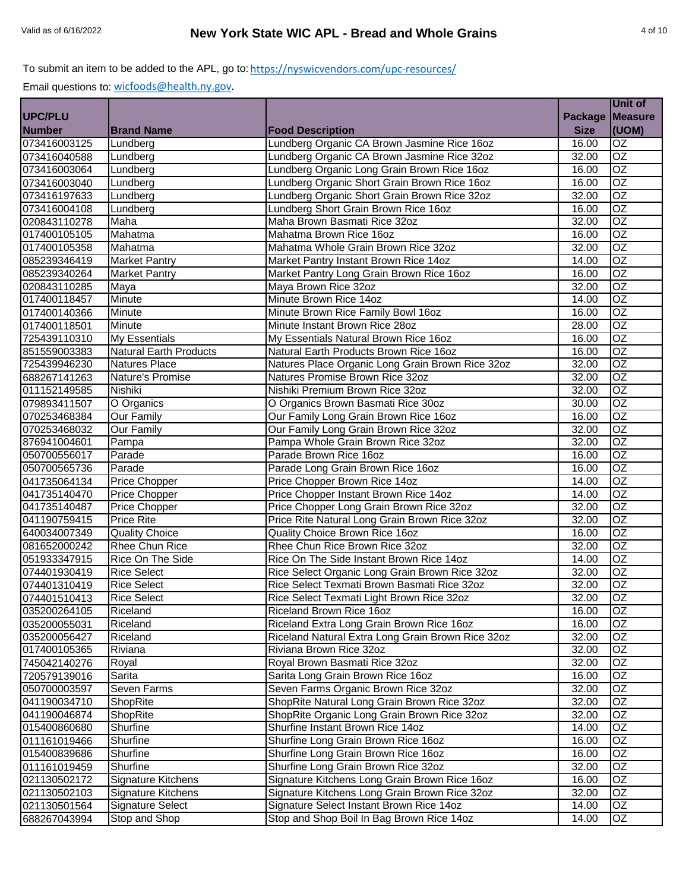To submit an item to be added to the APL, go to: https://nyswicvendors.com/upc-resources/

Email questions to: wicfoods@health.ny.gov.

| UPC/PLU Number | Brand Name | Food Description | Package Size | Unit of Measure (UOM) |
|---|---|---|---|---|
| 073416003125 | Lundberg | Lundberg Organic CA Brown Jasmine Rice 16oz | 16.00 | OZ |
| 073416040588 | Lundberg | Lundberg Organic CA Brown Jasmine Rice 32oz | 32.00 | OZ |
| 073416003064 | Lundberg | Lundberg Organic Long Grain Brown Rice 16oz | 16.00 | OZ |
| 073416003040 | Lundberg | Lundberg Organic Short Grain Brown Rice 16oz | 16.00 | OZ |
| 073416197633 | Lundberg | Lundberg Organic Short Grain Brown Rice 32oz | 32.00 | OZ |
| 073416004108 | Lundberg | Lundberg Short Grain Brown Rice 16oz | 16.00 | OZ |
| 020843110278 | Maha | Maha Brown Basmati Rice 32oz | 32.00 | OZ |
| 017400105105 | Mahatma | Mahatma Brown Rice 16oz | 16.00 | OZ |
| 017400105358 | Mahatma | Mahatma Whole Grain Brown Rice 32oz | 32.00 | OZ |
| 085239346419 | Market Pantry | Market Pantry Instant Brown Rice 14oz | 14.00 | OZ |
| 085239340264 | Market Pantry | Market Pantry Long Grain Brown Rice 16oz | 16.00 | OZ |
| 020843110285 | Maya | Maya Brown Rice 32oz | 32.00 | OZ |
| 017400118457 | Minute | Minute Brown Rice 14oz | 14.00 | OZ |
| 017400140366 | Minute | Minute Brown Rice Family Bowl 16oz | 16.00 | OZ |
| 017400118501 | Minute | Minute Instant Brown Rice 28oz | 28.00 | OZ |
| 725439110310 | My Essentials | My Essentials Natural Brown Rice 16oz | 16.00 | OZ |
| 851559003383 | Natural Earth Products | Natural Earth Products Brown Rice 16oz | 16.00 | OZ |
| 725439946230 | Natures Place | Natures Place Organic Long Grain Brown Rice 32oz | 32.00 | OZ |
| 688267141263 | Nature's Promise | Natures Promise Brown Rice 32oz | 32.00 | OZ |
| 011152149585 | Nishiki | Nishiki Premium Brown Rice 32oz | 32.00 | OZ |
| 079893411507 | O Organics | O Organics Brown Basmati Rice 30oz | 30.00 | OZ |
| 070253468384 | Our Family | Our Family Long Grain Brown Rice 16oz | 16.00 | OZ |
| 070253468032 | Our Family | Our Family Long Grain Brown Rice 32oz | 32.00 | OZ |
| 876941004601 | Pampa | Pampa Whole Grain Brown Rice 32oz | 32.00 | OZ |
| 050700556017 | Parade | Parade Brown Rice 16oz | 16.00 | OZ |
| 050700565736 | Parade | Parade Long Grain Brown Rice 16oz | 16.00 | OZ |
| 041735064134 | Price Chopper | Price Chopper Brown Rice 14oz | 14.00 | OZ |
| 041735140470 | Price Chopper | Price Chopper Instant Brown Rice 14oz | 14.00 | OZ |
| 041735140487 | Price Chopper | Price Chopper Long Grain Brown Rice 32oz | 32.00 | OZ |
| 041190759415 | Price Rite | Price Rite Natural Long Grain Brown Rice 32oz | 32.00 | OZ |
| 640034007349 | Quality Choice | Quality Choice Brown Rice 16oz | 16.00 | OZ |
| 081652000242 | Rhee Chun Rice | Rhee Chun Rice Brown Rice 32oz | 32.00 | OZ |
| 051933347915 | Rice On The Side | Rice On The Side Instant Brown Rice 14oz | 14.00 | OZ |
| 074401930419 | Rice Select | Rice Select Organic Long Grain Brown Rice 32oz | 32.00 | OZ |
| 074401310419 | Rice Select | Rice Select Texmati Brown Basmati Rice 32oz | 32.00 | OZ |
| 074401510413 | Rice Select | Rice Select Texmati Light Brown Rice 32oz | 32.00 | OZ |
| 035200264105 | Riceland | Riceland Brown Rice 16oz | 16.00 | OZ |
| 035200055031 | Riceland | Riceland Extra Long Grain Brown Rice 16oz | 16.00 | OZ |
| 035200056427 | Riceland | Riceland Natural Extra Long Grain Brown Rice 32oz | 32.00 | OZ |
| 017400105365 | Riviana | Riviana Brown Rice 32oz | 32.00 | OZ |
| 745042140276 | Royal | Royal Brown Basmati Rice 32oz | 32.00 | OZ |
| 720579139016 | Sarita | Sarita Long Grain Brown Rice 16oz | 16.00 | OZ |
| 050700003597 | Seven Farms | Seven Farms Organic Brown Rice 32oz | 32.00 | OZ |
| 041190034710 | ShopRite | ShopRite Natural Long Grain Brown Rice 32oz | 32.00 | OZ |
| 041190046874 | ShopRite | ShopRite Organic Long Grain Brown Rice 32oz | 32.00 | OZ |
| 015400860680 | Shurfine | Shurfine Instant Brown Rice 14oz | 14.00 | OZ |
| 011161019466 | Shurfine | Shurfine Long Grain Brown Rice 16oz | 16.00 | OZ |
| 015400839686 | Shurfine | Shurfine Long Grain Brown Rice 16oz | 16.00 | OZ |
| 011161019459 | Shurfine | Shurfine Long Grain Brown Rice 32oz | 32.00 | OZ |
| 021130502172 | Signature Kitchens | Signature Kitchens Long Grain Brown Rice 16oz | 16.00 | OZ |
| 021130502103 | Signature Kitchens | Signature Kitchens Long Grain Brown Rice 32oz | 32.00 | OZ |
| 021130501564 | Signature Select | Signature Select Instant Brown Rice 14oz | 14.00 | OZ |
| 688267043994 | Stop and Shop | Stop and Shop Boil In Bag Brown Rice 14oz | 14.00 | OZ |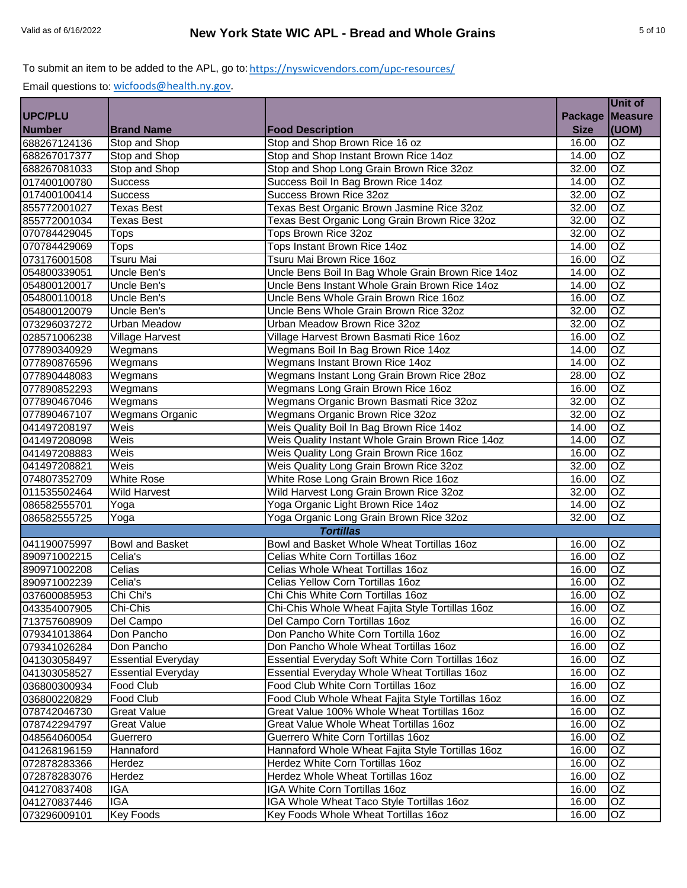# New York State WIC APL - Bread and Whole Grains

Valid as of 6/16/2022

To submit an item to be added to the APL, go to: https://nyswicvendors.com/upc-resources/

Email questions to: wicfoods@health.ny.gov.

| UPC/PLU Number | Brand Name | Food Description | Package Size | Unit of Measure (UOM) |
|---|---|---|---|---|
| 688267124136 | Stop and Shop | Stop and Shop Brown Rice 16 oz | 16.00 | OZ |
| 688267017377 | Stop and Shop | Stop and Shop Instant Brown Rice 14oz | 14.00 | OZ |
| 688267081033 | Stop and Shop | Stop and Shop Long Grain Brown Rice 32oz | 32.00 | OZ |
| 017400100780 | Success | Success Boil In Bag Brown Rice 14oz | 14.00 | OZ |
| 017400100414 | Success | Success Brown Rice 32oz | 32.00 | OZ |
| 855772001027 | Texas Best | Texas Best Organic Brown Jasmine Rice 32oz | 32.00 | OZ |
| 855772001034 | Texas Best | Texas Best Organic Long Grain Brown Rice 32oz | 32.00 | OZ |
| 070784429045 | Tops | Tops Brown Rice 32oz | 32.00 | OZ |
| 070784429069 | Tops | Tops Instant Brown Rice 14oz | 14.00 | OZ |
| 073176001508 | Tsuru Mai | Tsuru Mai Brown Rice 16oz | 16.00 | OZ |
| 054800339051 | Uncle Ben's | Uncle Bens Boil In Bag Whole Grain Brown Rice 14oz | 14.00 | OZ |
| 054800120017 | Uncle Ben's | Uncle Bens Instant Whole Grain Brown Rice 14oz | 14.00 | OZ |
| 054800110018 | Uncle Ben's | Uncle Bens Whole Grain Brown Rice 16oz | 16.00 | OZ |
| 054800120079 | Uncle Ben's | Uncle Bens Whole Grain Brown Rice 32oz | 32.00 | OZ |
| 073296037272 | Urban Meadow | Urban Meadow Brown Rice 32oz | 32.00 | OZ |
| 028571006238 | Village Harvest | Village Harvest Brown Basmati Rice 16oz | 16.00 | OZ |
| 077890340929 | Wegmans | Wegmans Boil In Bag Brown Rice 14oz | 14.00 | OZ |
| 077890876596 | Wegmans | Wegmans Instant Brown Rice 14oz | 14.00 | OZ |
| 077890448083 | Wegmans | Wegmans Instant Long Grain Brown Rice 28oz | 28.00 | OZ |
| 077890852293 | Wegmans | Wegmans Long Grain Brown Rice 16oz | 16.00 | OZ |
| 077890467046 | Wegmans | Wegmans Organic Brown Basmati Rice 32oz | 32.00 | OZ |
| 077890467107 | Wegmans Organic | Wegmans Organic Brown Rice 32oz | 32.00 | OZ |
| 041497208197 | Weis | Weis Quality Boil In Bag Brown Rice 14oz | 14.00 | OZ |
| 041497208098 | Weis | Weis Quality Instant Whole Grain Brown Rice 14oz | 14.00 | OZ |
| 041497208883 | Weis | Weis Quality Long Grain Brown Rice 16oz | 16.00 | OZ |
| 041497208821 | Weis | Weis Quality Long Grain Brown Rice 32oz | 32.00 | OZ |
| 074807352709 | White Rose | White Rose Long Grain Brown Rice 16oz | 16.00 | OZ |
| 011535502464 | Wild Harvest | Wild Harvest Long Grain Brown Rice 32oz | 32.00 | OZ |
| 086582555701 | Yoga | Yoga Organic Light Brown Rice 14oz | 14.00 | OZ |
| 086582555725 | Yoga | Yoga Organic Long Grain Brown Rice 32oz | 32.00 | OZ |
| | | ***Tortillas*** | | |
| 041190075997 | Bowl and Basket | Bowl and Basket Whole Wheat Tortillas 16oz | 16.00 | OZ |
| 890971002215 | Celia's | Celias White Corn Tortillas 16oz | 16.00 | OZ |
| 890971002208 | Celias | Celias Whole Wheat Tortillas 16oz | 16.00 | OZ |
| 890971002239 | Celia's | Celias Yellow Corn Tortillas 16oz | 16.00 | OZ |
| 037600085953 | Chi Chi's | Chi Chis White Corn Tortillas 16oz | 16.00 | OZ |
| 043354007905 | Chi-Chis | Chi-Chis Whole Wheat Fajita Style Tortillas 16oz | 16.00 | OZ |
| 713757608909 | Del Campo | Del Campo Corn Tortillas 16oz | 16.00 | OZ |
| 079341013864 | Don Pancho | Don Pancho White Corn Tortilla 16oz | 16.00 | OZ |
| 079341026284 | Don Pancho | Don Pancho Whole Wheat Tortillas 16oz | 16.00 | OZ |
| 041303058497 | Essential Everyday | Essential Everyday Soft White Corn Tortillas 16oz | 16.00 | OZ |
| 041303058527 | Essential Everyday | Essential Everyday Whole Wheat Tortillas 16oz | 16.00 | OZ |
| 036800300934 | Food Club | Food Club White Corn Tortillas 16oz | 16.00 | OZ |
| 036800220829 | Food Club | Food Club Whole Wheat Fajita Style Tortillas 16oz | 16.00 | OZ |
| 078742046730 | Great Value | Great Value 100% Whole Wheat Tortillas 16oz | 16.00 | OZ |
| 078742294797 | Great Value | Great Value Whole Wheat Tortillas 16oz | 16.00 | OZ |
| 048564060054 | Guerrero | Guerrero White Corn Tortillas 16oz | 16.00 | OZ |
| 041268196159 | Hannaford | Hannaford Whole Wheat Fajita Style Tortillas 16oz | 16.00 | OZ |
| 072878283366 | Herdez | Herdez White Corn Tortillas 16oz | 16.00 | OZ |
| 072878283076 | Herdez | Herdez Whole Wheat Tortillas 16oz | 16.00 | OZ |
| 041270837408 | IGA | IGA White Corn Tortillas 16oz | 16.00 | OZ |
| 041270837446 | IGA | IGA Whole Wheat Taco Style Tortillas 16oz | 16.00 | OZ |
| 073296009101 | Key Foods | Key Foods Whole Wheat Tortillas 16oz | 16.00 | OZ |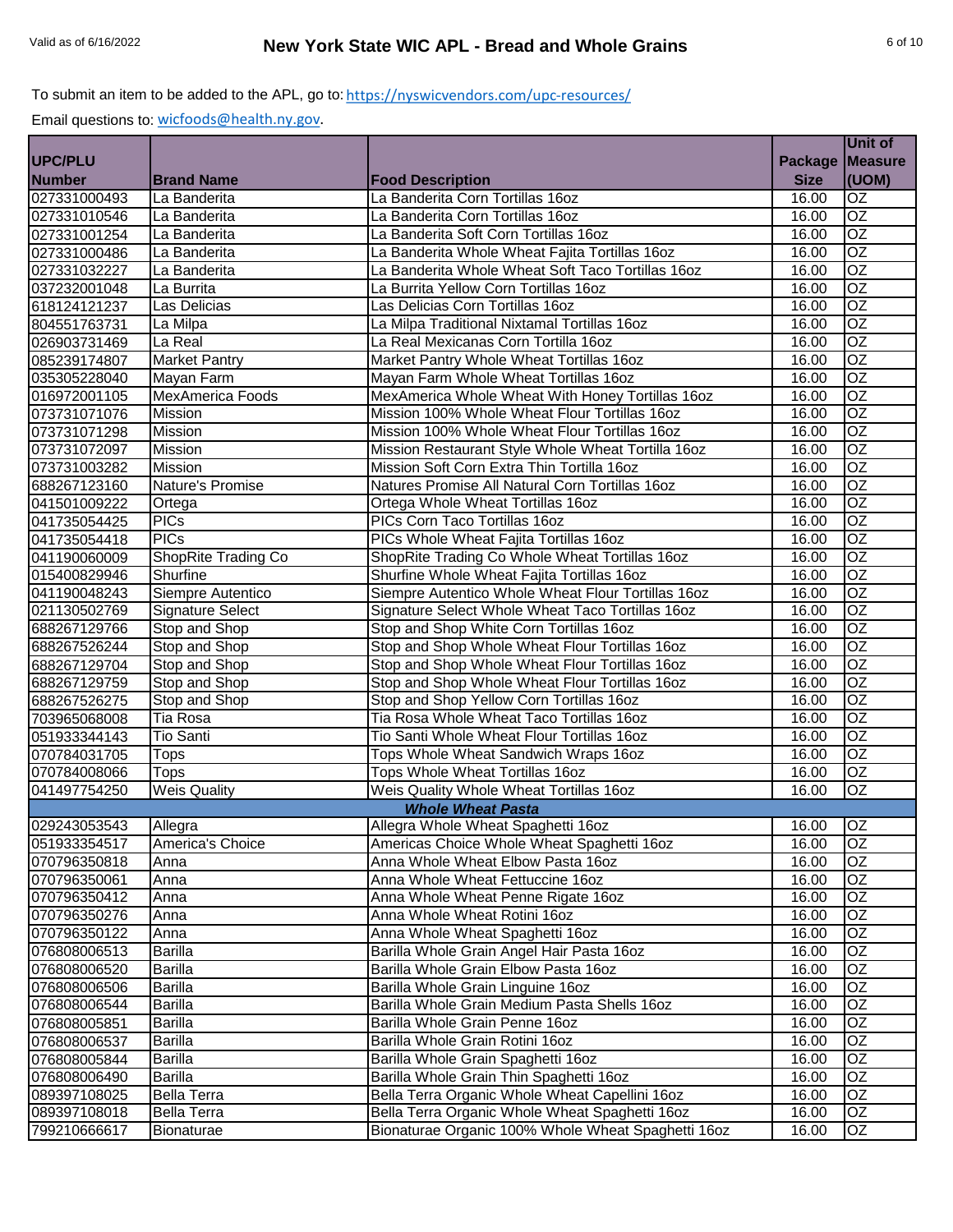To submit an item to be added to the APL, go to: https://nyswicvendors.com/upc-resources/

Email questions to: wicfoods@health.ny.gov.

| UPC/PLU Number | Brand Name | Food Description | Package Size | Unit of Measure (UOM) |
|---|---|---|---|---|
| 027331000493 | La Banderita | La Banderita Corn Tortillas 16oz | 16.00 | OZ |
| 027331010546 | La Banderita | La Banderita Corn Tortillas 16oz | 16.00 | OZ |
| 027331001254 | La Banderita | La Banderita Soft Corn Tortillas 16oz | 16.00 | OZ |
| 027331000486 | La Banderita | La Banderita Whole Wheat Fajita Tortillas 16oz | 16.00 | OZ |
| 027331032227 | La Banderita | La Banderita Whole Wheat Soft Taco Tortillas 16oz | 16.00 | OZ |
| 037232001048 | La Burrita | La Burrita Yellow Corn Tortillas 16oz | 16.00 | OZ |
| 618124121237 | Las Delicias | Las Delicias Corn Tortillas 16oz | 16.00 | OZ |
| 804551763731 | La Milpa | La Milpa Traditional Nixtamal Tortillas 16oz | 16.00 | OZ |
| 026903731469 | La Real | La Real Mexicanas Corn Tortilla 16oz | 16.00 | OZ |
| 085239174807 | Market Pantry | Market Pantry Whole Wheat Tortillas 16oz | 16.00 | OZ |
| 035305228040 | Mayan Farm | Mayan Farm Whole Wheat Tortillas 16oz | 16.00 | OZ |
| 016972001105 | MexAmerica Foods | MexAmerica Whole Wheat With Honey Tortillas 16oz | 16.00 | OZ |
| 073731071076 | Mission | Mission 100% Whole Wheat Flour Tortillas 16oz | 16.00 | OZ |
| 073731071298 | Mission | Mission 100% Whole Wheat Flour Tortillas 16oz | 16.00 | OZ |
| 073731072097 | Mission | Mission Restaurant Style Whole Wheat Tortilla 16oz | 16.00 | OZ |
| 073731003282 | Mission | Mission Soft Corn Extra Thin Tortilla 16oz | 16.00 | OZ |
| 688267123160 | Nature's Promise | Natures Promise All Natural Corn Tortillas 16oz | 16.00 | OZ |
| 041501009222 | Ortega | Ortega Whole Wheat Tortillas 16oz | 16.00 | OZ |
| 041735054425 | PICs | PICs Corn Taco Tortillas 16oz | 16.00 | OZ |
| 041735054418 | PICs | PICs Whole Wheat Fajita Tortillas 16oz | 16.00 | OZ |
| 041190060009 | ShopRite Trading Co | ShopRite Trading Co Whole Wheat Tortillas 16oz | 16.00 | OZ |
| 015400829946 | Shurfine | Shurfine Whole Wheat Fajita Tortillas 16oz | 16.00 | OZ |
| 041190048243 | Siempre Autentico | Siempre Autentico Whole Wheat Flour Tortillas 16oz | 16.00 | OZ |
| 021130502769 | Signature Select | Signature Select Whole Wheat Taco Tortillas 16oz | 16.00 | OZ |
| 688267129766 | Stop and Shop | Stop and Shop White Corn Tortillas 16oz | 16.00 | OZ |
| 688267526244 | Stop and Shop | Stop and Shop Whole Wheat Flour Tortillas 16oz | 16.00 | OZ |
| 688267129704 | Stop and Shop | Stop and Shop Whole Wheat Flour Tortillas 16oz | 16.00 | OZ |
| 688267129759 | Stop and Shop | Stop and Shop Whole Wheat Flour Tortillas 16oz | 16.00 | OZ |
| 688267526275 | Stop and Shop | Stop and Shop Yellow Corn Tortillas 16oz | 16.00 | OZ |
| 703965068008 | Tia Rosa | Tia Rosa Whole Wheat Taco Tortillas 16oz | 16.00 | OZ |
| 051933344143 | Tio Santi | Tio Santi Whole Wheat Flour Tortillas 16oz | 16.00 | OZ |
| 070784031705 | Tops | Tops Whole Wheat Sandwich Wraps 16oz | 16.00 | OZ |
| 070784008066 | Tops | Tops Whole Wheat Tortillas 16oz | 16.00 | OZ |
| 041497754250 | Weis Quality | Weis Quality Whole Wheat Tortillas 16oz | 16.00 | OZ |
| | | ***Whole Wheat Pasta*** | | |
| 029243053543 | Allegra | Allegra Whole Wheat Spaghetti 16oz | 16.00 | OZ |
| 051933354517 | America's Choice | Americas Choice Whole Wheat Spaghetti 16oz | 16.00 | OZ |
| 070796350818 | Anna | Anna Whole Wheat Elbow Pasta 16oz | 16.00 | OZ |
| 070796350061 | Anna | Anna Whole Wheat Fettuccine 16oz | 16.00 | OZ |
| 070796350412 | Anna | Anna Whole Wheat Penne Rigate 16oz | 16.00 | OZ |
| 070796350276 | Anna | Anna Whole Wheat Rotini 16oz | 16.00 | OZ |
| 070796350122 | Anna | Anna Whole Wheat Spaghetti 16oz | 16.00 | OZ |
| 076808006513 | Barilla | Barilla Whole Grain Angel Hair Pasta 16oz | 16.00 | OZ |
| 076808006520 | Barilla | Barilla Whole Grain Elbow Pasta 16oz | 16.00 | OZ |
| 076808006506 | Barilla | Barilla Whole Grain Linguine 16oz | 16.00 | OZ |
| 076808006544 | Barilla | Barilla Whole Grain Medium Pasta Shells 16oz | 16.00 | OZ |
| 076808005851 | Barilla | Barilla Whole Grain Penne 16oz | 16.00 | OZ |
| 076808006537 | Barilla | Barilla Whole Grain Rotini 16oz | 16.00 | OZ |
| 076808005844 | Barilla | Barilla Whole Grain Spaghetti 16oz | 16.00 | OZ |
| 076808006490 | Barilla | Barilla Whole Grain Thin Spaghetti 16oz | 16.00 | OZ |
| 089397108025 | Bella Terra | Bella Terra Organic Whole Wheat Capellini 16oz | 16.00 | OZ |
| 089397108018 | Bella Terra | Bella Terra Organic Whole Wheat Spaghetti 16oz | 16.00 | OZ |
| 799210666617 | Bionaturae | Bionaturae Organic 100% Whole Wheat Spaghetti 16oz | 16.00 | OZ |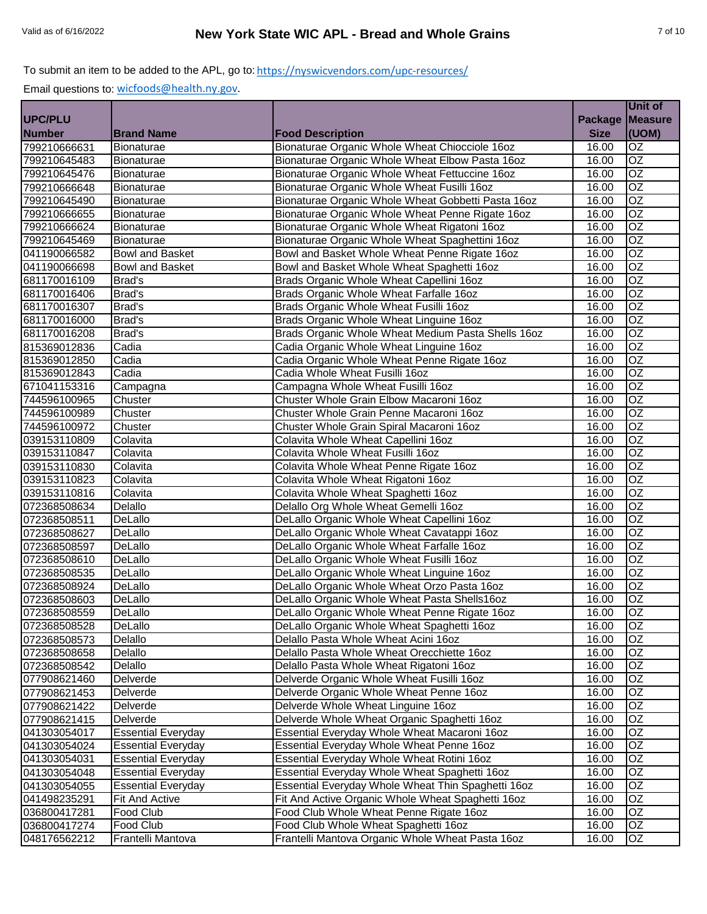To submit an item to be added to the APL, go to: https://nyswicvendors.com/upc-resources/

Email questions to: wicfoods@health.ny.gov.

| UPC/PLU Number | Brand Name | Food Description | Package Size | Unit of Measure (UOM) |
|---|---|---|---|---|
| 799210666631 | Bionaturae | Bionaturae Organic Whole Wheat Chiocciole 16oz | 16.00 | OZ |
| 799210645483 | Bionaturae | Bionaturae Organic Whole Wheat Elbow Pasta 16oz | 16.00 | OZ |
| 799210645476 | Bionaturae | Bionaturae Organic Whole Wheat Fettuccine 16oz | 16.00 | OZ |
| 799210666648 | Bionaturae | Bionaturae Organic Whole Wheat Fusilli 16oz | 16.00 | OZ |
| 799210645490 | Bionaturae | Bionaturae Organic Whole Wheat Gobbetti Pasta 16oz | 16.00 | OZ |
| 799210666655 | Bionaturae | Bionaturae Organic Whole Wheat Penne Rigate 16oz | 16.00 | OZ |
| 799210666624 | Bionaturae | Bionaturae Organic Whole Wheat Rigatoni 16oz | 16.00 | OZ |
| 799210645469 | Bionaturae | Bionaturae Organic Whole Wheat Spaghettini 16oz | 16.00 | OZ |
| 041190066582 | Bowl and Basket | Bowl and Basket Whole Wheat Penne Rigate 16oz | 16.00 | OZ |
| 041190066698 | Bowl and Basket | Bowl and Basket Whole Wheat Spaghetti 16oz | 16.00 | OZ |
| 681170016109 | Brad's | Brads Organic Whole Wheat Capellini 16oz | 16.00 | OZ |
| 681170016406 | Brad's | Brads Organic Whole Wheat Farfalle 16oz | 16.00 | OZ |
| 681170016307 | Brad's | Brads Organic Whole Wheat Fusilli 16oz | 16.00 | OZ |
| 681170016000 | Brad's | Brads Organic Whole Wheat Linguine 16oz | 16.00 | OZ |
| 681170016208 | Brad's | Brads Organic Whole Wheat Medium Pasta Shells 16oz | 16.00 | OZ |
| 815369012836 | Cadia | Cadia Organic Whole Wheat Linguine 16oz | 16.00 | OZ |
| 815369012850 | Cadia | Cadia Organic Whole Wheat Penne Rigate 16oz | 16.00 | OZ |
| 815369012843 | Cadia | Cadia Whole Wheat Fusilli 16oz | 16.00 | OZ |
| 671041153316 | Campagna | Campagna Whole Wheat Fusilli 16oz | 16.00 | OZ |
| 744596100965 | Chuster | Chuster Whole Grain Elbow Macaroni 16oz | 16.00 | OZ |
| 744596100989 | Chuster | Chuster Whole Grain Penne Macaroni 16oz | 16.00 | OZ |
| 744596100972 | Chuster | Chuster Whole Grain Spiral Macaroni 16oz | 16.00 | OZ |
| 039153110809 | Colavita | Colavita Whole Wheat Capellini 16oz | 16.00 | OZ |
| 039153110847 | Colavita | Colavita Whole Wheat Fusilli 16oz | 16.00 | OZ |
| 039153110830 | Colavita | Colavita Whole Wheat Penne Rigate 16oz | 16.00 | OZ |
| 039153110823 | Colavita | Colavita Whole Wheat Rigatoni 16oz | 16.00 | OZ |
| 039153110816 | Colavita | Colavita Whole Wheat Spaghetti 16oz | 16.00 | OZ |
| 072368508634 | Delallo | Delallo Org Whole Wheat Gemelli 16oz | 16.00 | OZ |
| 072368508511 | DeLallo | DeLallo Organic Whole Wheat Capellini 16oz | 16.00 | OZ |
| 072368508627 | DeLallo | DeLallo Organic Whole Wheat Cavatappi 16oz | 16.00 | OZ |
| 072368508597 | DeLallo | DeLallo Organic Whole Wheat Farfalle 16oz | 16.00 | OZ |
| 072368508610 | DeLallo | DeLallo Organic Whole Wheat Fusilli 16oz | 16.00 | OZ |
| 072368508535 | DeLallo | DeLallo Organic Whole Wheat Linguine 16oz | 16.00 | OZ |
| 072368508924 | DeLallo | DeLallo Organic Whole Wheat Orzo Pasta 16oz | 16.00 | OZ |
| 072368508603 | DeLallo | DeLallo Organic Whole Wheat Pasta Shells16oz | 16.00 | OZ |
| 072368508559 | DeLallo | DeLallo Organic Whole Wheat Penne Rigate 16oz | 16.00 | OZ |
| 072368508528 | DeLallo | DeLallo Organic Whole Wheat Spaghetti 16oz | 16.00 | OZ |
| 072368508573 | Delallo | Delallo Pasta Whole Wheat Acini 16oz | 16.00 | OZ |
| 072368508658 | Delallo | Delallo Pasta Whole Wheat Orecchiette 16oz | 16.00 | OZ |
| 072368508542 | Delallo | Delallo Pasta Whole Wheat Rigatoni 16oz | 16.00 | OZ |
| 077908621460 | Delverde | Delverde Organic Whole Wheat Fusilli 16oz | 16.00 | OZ |
| 077908621453 | Delverde | Delverde Organic Whole Wheat Penne 16oz | 16.00 | OZ |
| 077908621422 | Delverde | Delverde Whole Wheat Linguine 16oz | 16.00 | OZ |
| 077908621415 | Delverde | Delverde Whole Wheat Organic Spaghetti 16oz | 16.00 | OZ |
| 041303054017 | Essential Everyday | Essential Everyday Whole Wheat Macaroni 16oz | 16.00 | OZ |
| 041303054024 | Essential Everyday | Essential Everyday Whole Wheat Penne 16oz | 16.00 | OZ |
| 041303054031 | Essential Everyday | Essential Everyday Whole Wheat Rotini 16oz | 16.00 | OZ |
| 041303054048 | Essential Everyday | Essential Everyday Whole Wheat Spaghetti 16oz | 16.00 | OZ |
| 041303054055 | Essential Everyday | Essential Everyday Whole Wheat Thin Spaghetti 16oz | 16.00 | OZ |
| 041498235291 | Fit And Active | Fit And Active Organic Whole Wheat Spaghetti 16oz | 16.00 | OZ |
| 036800417281 | Food Club | Food Club Whole Wheat Penne Rigate 16oz | 16.00 | OZ |
| 036800417274 | Food Club | Food Club Whole Wheat Spaghetti 16oz | 16.00 | OZ |
| 048176562212 | Frantelli Mantova | Frantelli Mantova Organic Whole Wheat Pasta 16oz | 16.00 | OZ |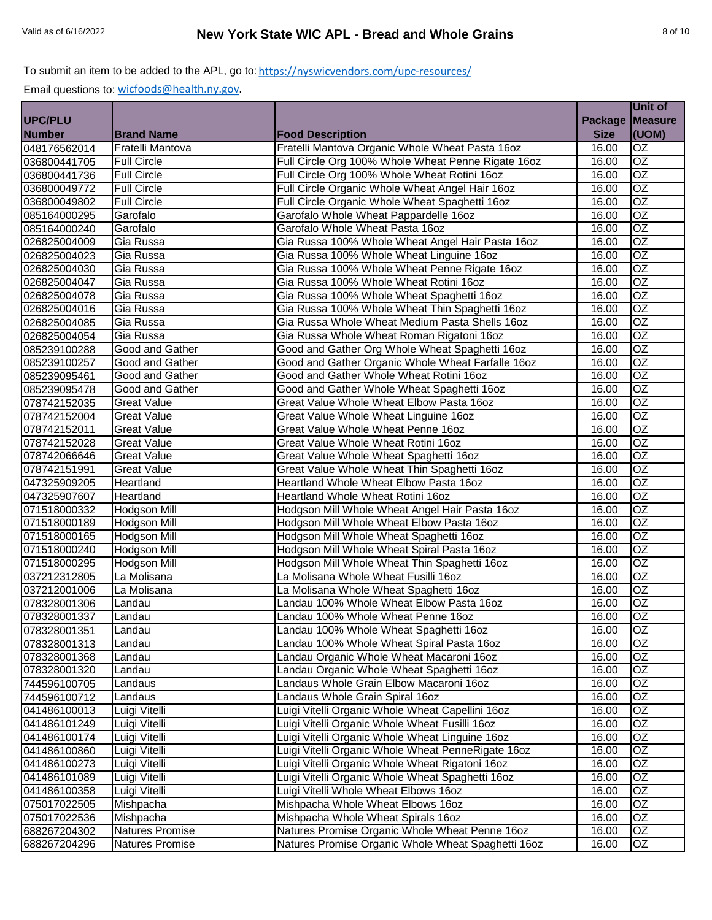To submit an item to be added to the APL, go to: https://nyswicvendors.com/upc-resources/

Email questions to: wicfoods@health.ny.gov.

| UPC/PLU Number | Brand Name | Food Description | Package Size | Unit of Measure (UOM) |
|---|---|---|---|---|
| 048176562014 | Fratelli Mantova | Fratelli Mantova Organic Whole Wheat Pasta 16oz | 16.00 | OZ |
| 036800441705 | Full Circle | Full Circle Org 100% Whole Wheat Penne Rigate 16oz | 16.00 | OZ |
| 036800441736 | Full Circle | Full Circle Org 100% Whole Wheat Rotini 16oz | 16.00 | OZ |
| 036800049772 | Full Circle | Full Circle Organic Whole Wheat Angel Hair 16oz | 16.00 | OZ |
| 036800049802 | Full Circle | Full Circle Organic Whole Wheat Spaghetti 16oz | 16.00 | OZ |
| 085164000295 | Garofalo | Garofalo Whole Wheat Pappardelle 16oz | 16.00 | OZ |
| 085164000240 | Garofalo | Garofalo Whole Wheat Pasta 16oz | 16.00 | OZ |
| 026825004009 | Gia Russa | Gia Russa 100% Whole Wheat Angel Hair Pasta 16oz | 16.00 | OZ |
| 026825004023 | Gia Russa | Gia Russa 100% Whole Wheat Linguine 16oz | 16.00 | OZ |
| 026825004030 | Gia Russa | Gia Russa 100% Whole Wheat Penne Rigate 16oz | 16.00 | OZ |
| 026825004047 | Gia Russa | Gia Russa 100% Whole Wheat Rotini 16oz | 16.00 | OZ |
| 026825004078 | Gia Russa | Gia Russa 100% Whole Wheat Spaghetti 16oz | 16.00 | OZ |
| 026825004016 | Gia Russa | Gia Russa 100% Whole Wheat Thin Spaghetti 16oz | 16.00 | OZ |
| 026825004085 | Gia Russa | Gia Russa Whole Wheat Medium Pasta Shells 16oz | 16.00 | OZ |
| 026825004054 | Gia Russa | Gia Russa Whole Wheat Roman Rigatoni 16oz | 16.00 | OZ |
| 085239100288 | Good and Gather | Good and Gather Org Whole Wheat Spaghetti 16oz | 16.00 | OZ |
| 085239100257 | Good and Gather | Good and Gather Organic Whole Wheat Farfalle 16oz | 16.00 | OZ |
| 085239095461 | Good and Gather | Good and Gather Whole Wheat Rotini 16oz | 16.00 | OZ |
| 085239095478 | Good and Gather | Good and Gather Whole Wheat Spaghetti 16oz | 16.00 | OZ |
| 078742152035 | Great Value | Great Value Whole Wheat Elbow Pasta 16oz | 16.00 | OZ |
| 078742152004 | Great Value | Great Value Whole Wheat Linguine 16oz | 16.00 | OZ |
| 078742152011 | Great Value | Great Value Whole Wheat Penne 16oz | 16.00 | OZ |
| 078742152028 | Great Value | Great Value Whole Wheat Rotini 16oz | 16.00 | OZ |
| 078742066646 | Great Value | Great Value Whole Wheat Spaghetti 16oz | 16.00 | OZ |
| 078742151991 | Great Value | Great Value Whole Wheat Thin Spaghetti 16oz | 16.00 | OZ |
| 047325909205 | Heartland | Heartland Whole Wheat Elbow Pasta 16oz | 16.00 | OZ |
| 047325907607 | Heartland | Heartland Whole Wheat Rotini 16oz | 16.00 | OZ |
| 071518000332 | Hodgson Mill | Hodgson Mill Whole Wheat Angel Hair Pasta 16oz | 16.00 | OZ |
| 071518000189 | Hodgson Mill | Hodgson Mill Whole Wheat Elbow Pasta 16oz | 16.00 | OZ |
| 071518000165 | Hodgson Mill | Hodgson Mill Whole Wheat Spaghetti 16oz | 16.00 | OZ |
| 071518000240 | Hodgson Mill | Hodgson Mill Whole Wheat Spiral Pasta 16oz | 16.00 | OZ |
| 071518000295 | Hodgson Mill | Hodgson Mill Whole Wheat Thin Spaghetti 16oz | 16.00 | OZ |
| 037212312805 | La Molisana | La Molisana Whole Wheat Fusilli 16oz | 16.00 | OZ |
| 037212001006 | La Molisana | La Molisana Whole Wheat Spaghetti 16oz | 16.00 | OZ |
| 078328001306 | Landau | Landau 100% Whole Wheat Elbow Pasta 16oz | 16.00 | OZ |
| 078328001337 | Landau | Landau 100% Whole Wheat Penne 16oz | 16.00 | OZ |
| 078328001351 | Landau | Landau 100% Whole Wheat Spaghetti 16oz | 16.00 | OZ |
| 078328001313 | Landau | Landau 100% Whole Wheat Spiral Pasta 16oz | 16.00 | OZ |
| 078328001368 | Landau | Landau Organic Whole Wheat Macaroni 16oz | 16.00 | OZ |
| 078328001320 | Landau | Landau Organic Whole Wheat Spaghetti 16oz | 16.00 | OZ |
| 744596100705 | Landaus | Landaus Whole Grain Elbow Macaroni 16oz | 16.00 | OZ |
| 744596100712 | Landaus | Landaus Whole Grain Spiral 16oz | 16.00 | OZ |
| 041486100013 | Luigi Vitelli | Luigi Vitelli Organic Whole Wheat Capellini 16oz | 16.00 | OZ |
| 041486101249 | Luigi Vitelli | Luigi Vitelli Organic Whole Wheat Fusilli 16oz | 16.00 | OZ |
| 041486100174 | Luigi Vitelli | Luigi Vitelli Organic Whole Wheat Linguine 16oz | 16.00 | OZ |
| 041486100860 | Luigi Vitelli | Luigi Vitelli Organic Whole Wheat PenneRigate 16oz | 16.00 | OZ |
| 041486100273 | Luigi Vitelli | Luigi Vitelli Organic Whole Wheat Rigatoni 16oz | 16.00 | OZ |
| 041486101089 | Luigi Vitelli | Luigi Vitelli Organic Whole Wheat Spaghetti 16oz | 16.00 | OZ |
| 041486100358 | Luigi Vitelli | Luigi Vitelli Whole Wheat Elbows 16oz | 16.00 | OZ |
| 075017022505 | Mishpacha | Mishpacha Whole Wheat Elbows 16oz | 16.00 | OZ |
| 075017022536 | Mishpacha | Mishpacha Whole Wheat Spirals 16oz | 16.00 | OZ |
| 688267204302 | Natures Promise | Natures Promise Organic Whole Wheat Penne 16oz | 16.00 | OZ |
| 688267204296 | Natures Promise | Natures Promise Organic Whole Wheat Spaghetti 16oz | 16.00 | OZ |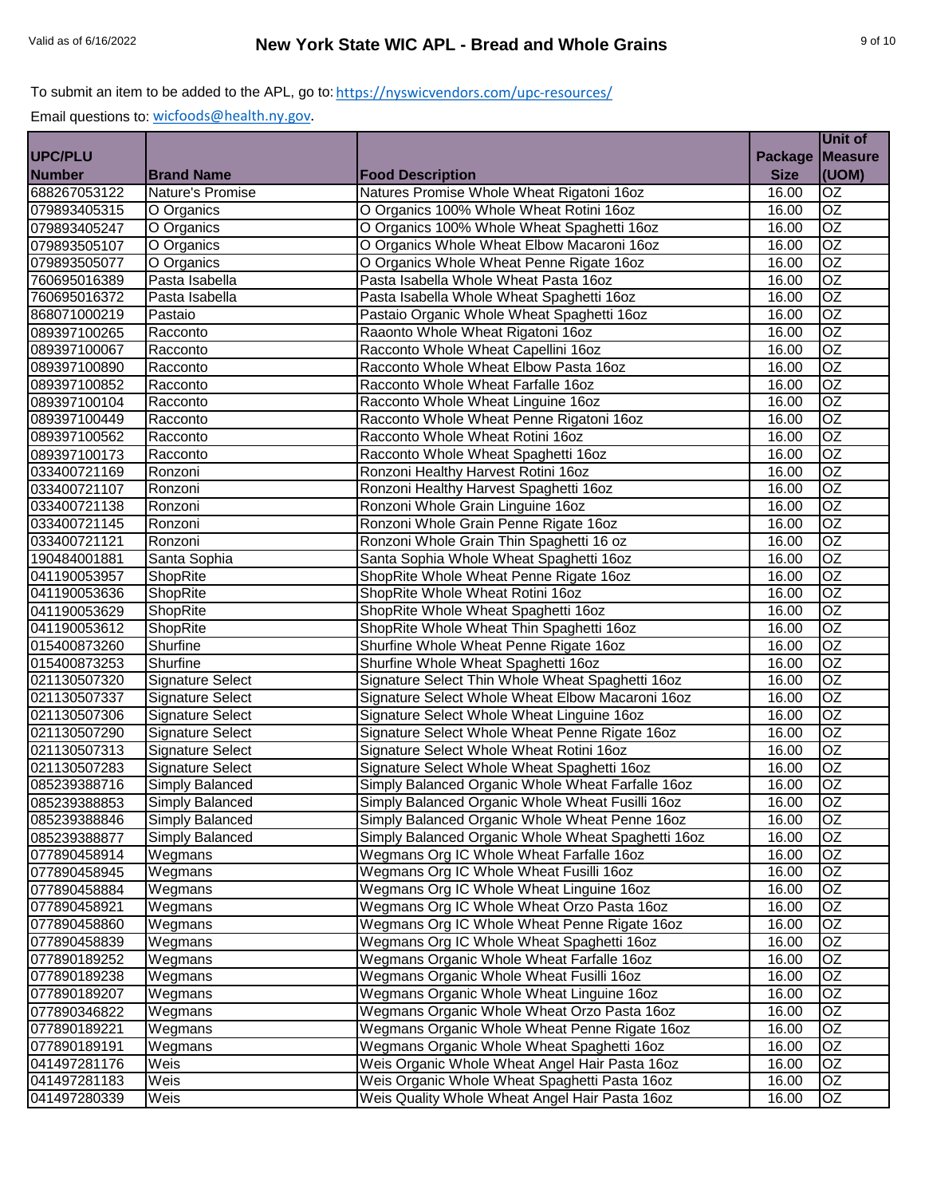To submit an item to be added to the APL, go to: https://nyswicvendors.com/upc-resources/

Email questions to: wicfoods@health.ny.gov.

| UPC/PLU Number | Brand Name | Food Description | Package Size | Unit of Measure (UOM) |
|---|---|---|---|---|
| 688267053122 | Nature's Promise | Natures Promise Whole Wheat Rigatoni 16oz | 16.00 | OZ |
| 079893405315 | O Organics | O Organics 100% Whole Wheat Rotini 16oz | 16.00 | OZ |
| 079893405247 | O Organics | O Organics 100% Whole Wheat Spaghetti 16oz | 16.00 | OZ |
| 079893505107 | O Organics | O Organics Whole Wheat Elbow Macaroni 16oz | 16.00 | OZ |
| 079893505077 | O Organics | O Organics Whole Wheat Penne Rigate 16oz | 16.00 | OZ |
| 760695016389 | Pasta Isabella | Pasta Isabella Whole Wheat Pasta 16oz | 16.00 | OZ |
| 760695016372 | Pasta Isabella | Pasta Isabella Whole Wheat Spaghetti 16oz | 16.00 | OZ |
| 868071000219 | Pastaio | Pastaio Organic Whole Wheat Spaghetti 16oz | 16.00 | OZ |
| 089397100265 | Racconto | Raaonto Whole Wheat Rigatoni 16oz | 16.00 | OZ |
| 089397100067 | Racconto | Racconto Whole Wheat Capellini 16oz | 16.00 | OZ |
| 089397100890 | Racconto | Racconto Whole Wheat Elbow Pasta 16oz | 16.00 | OZ |
| 089397100852 | Racconto | Racconto Whole Wheat Farfalle 16oz | 16.00 | OZ |
| 089397100104 | Racconto | Racconto Whole Wheat Linguine 16oz | 16.00 | OZ |
| 089397100449 | Racconto | Racconto Whole Wheat Penne Rigatoni 16oz | 16.00 | OZ |
| 089397100562 | Racconto | Racconto Whole Wheat Rotini 16oz | 16.00 | OZ |
| 089397100173 | Racconto | Racconto Whole Wheat Spaghetti 16oz | 16.00 | OZ |
| 033400721169 | Ronzoni | Ronzoni Healthy Harvest Rotini 16oz | 16.00 | OZ |
| 033400721107 | Ronzoni | Ronzoni Healthy Harvest Spaghetti 16oz | 16.00 | OZ |
| 033400721138 | Ronzoni | Ronzoni Whole Grain Linguine 16oz | 16.00 | OZ |
| 033400721145 | Ronzoni | Ronzoni Whole Grain Penne Rigate 16oz | 16.00 | OZ |
| 033400721121 | Ronzoni | Ronzoni Whole Grain Thin Spaghetti 16 oz | 16.00 | OZ |
| 190484001881 | Santa Sophia | Santa Sophia Whole Wheat Spaghetti 16oz | 16.00 | OZ |
| 041190053957 | ShopRite | ShopRite Whole Wheat Penne Rigate 16oz | 16.00 | OZ |
| 041190053636 | ShopRite | ShopRite Whole Wheat Rotini 16oz | 16.00 | OZ |
| 041190053629 | ShopRite | ShopRite Whole Wheat Spaghetti 16oz | 16.00 | OZ |
| 041190053612 | ShopRite | ShopRite Whole Wheat Thin Spaghetti 16oz | 16.00 | OZ |
| 015400873260 | Shurfine | Shurfine Whole Wheat Penne Rigate 16oz | 16.00 | OZ |
| 015400873253 | Shurfine | Shurfine Whole Wheat Spaghetti 16oz | 16.00 | OZ |
| 021130507320 | Signature Select | Signature Select Thin Whole Wheat Spaghetti 16oz | 16.00 | OZ |
| 021130507337 | Signature Select | Signature Select Whole Wheat Elbow Macaroni 16oz | 16.00 | OZ |
| 021130507306 | Signature Select | Signature Select Whole Wheat Linguine 16oz | 16.00 | OZ |
| 021130507290 | Signature Select | Signature Select Whole Wheat Penne Rigate 16oz | 16.00 | OZ |
| 021130507313 | Signature Select | Signature Select Whole Wheat Rotini 16oz | 16.00 | OZ |
| 021130507283 | Signature Select | Signature Select Whole Wheat Spaghetti 16oz | 16.00 | OZ |
| 085239388716 | Simply Balanced | Simply Balanced Organic Whole Wheat Farfalle 16oz | 16.00 | OZ |
| 085239388853 | Simply Balanced | Simply Balanced Organic Whole Wheat Fusilli 16oz | 16.00 | OZ |
| 085239388846 | Simply Balanced | Simply Balanced Organic Whole Wheat Penne 16oz | 16.00 | OZ |
| 085239388877 | Simply Balanced | Simply Balanced Organic Whole Wheat Spaghetti 16oz | 16.00 | OZ |
| 077890458914 | Wegmans | Wegmans Org IC Whole Wheat Farfalle 16oz | 16.00 | OZ |
| 077890458945 | Wegmans | Wegmans Org IC Whole Wheat Fusilli 16oz | 16.00 | OZ |
| 077890458884 | Wegmans | Wegmans Org IC Whole Wheat Linguine 16oz | 16.00 | OZ |
| 077890458921 | Wegmans | Wegmans Org IC Whole Wheat Orzo Pasta 16oz | 16.00 | OZ |
| 077890458860 | Wegmans | Wegmans Org IC Whole Wheat Penne Rigate 16oz | 16.00 | OZ |
| 077890458839 | Wegmans | Wegmans Org IC Whole Wheat Spaghetti 16oz | 16.00 | OZ |
| 077890189252 | Wegmans | Wegmans Organic Whole Wheat Farfalle 16oz | 16.00 | OZ |
| 077890189238 | Wegmans | Wegmans Organic Whole Wheat Fusilli 16oz | 16.00 | OZ |
| 077890189207 | Wegmans | Wegmans Organic Whole Wheat Linguine 16oz | 16.00 | OZ |
| 077890346822 | Wegmans | Wegmans Organic Whole Wheat Orzo Pasta 16oz | 16.00 | OZ |
| 077890189221 | Wegmans | Wegmans Organic Whole Wheat Penne Rigate 16oz | 16.00 | OZ |
| 077890189191 | Wegmans | Wegmans Organic Whole Wheat Spaghetti 16oz | 16.00 | OZ |
| 041497281176 | Weis | Weis Organic Whole Wheat Angel Hair Pasta 16oz | 16.00 | OZ |
| 041497281183 | Weis | Weis Organic Whole Wheat Spaghetti Pasta 16oz | 16.00 | OZ |
| 041497280339 | Weis | Weis Quality Whole Wheat Angel Hair Pasta 16oz | 16.00 | OZ |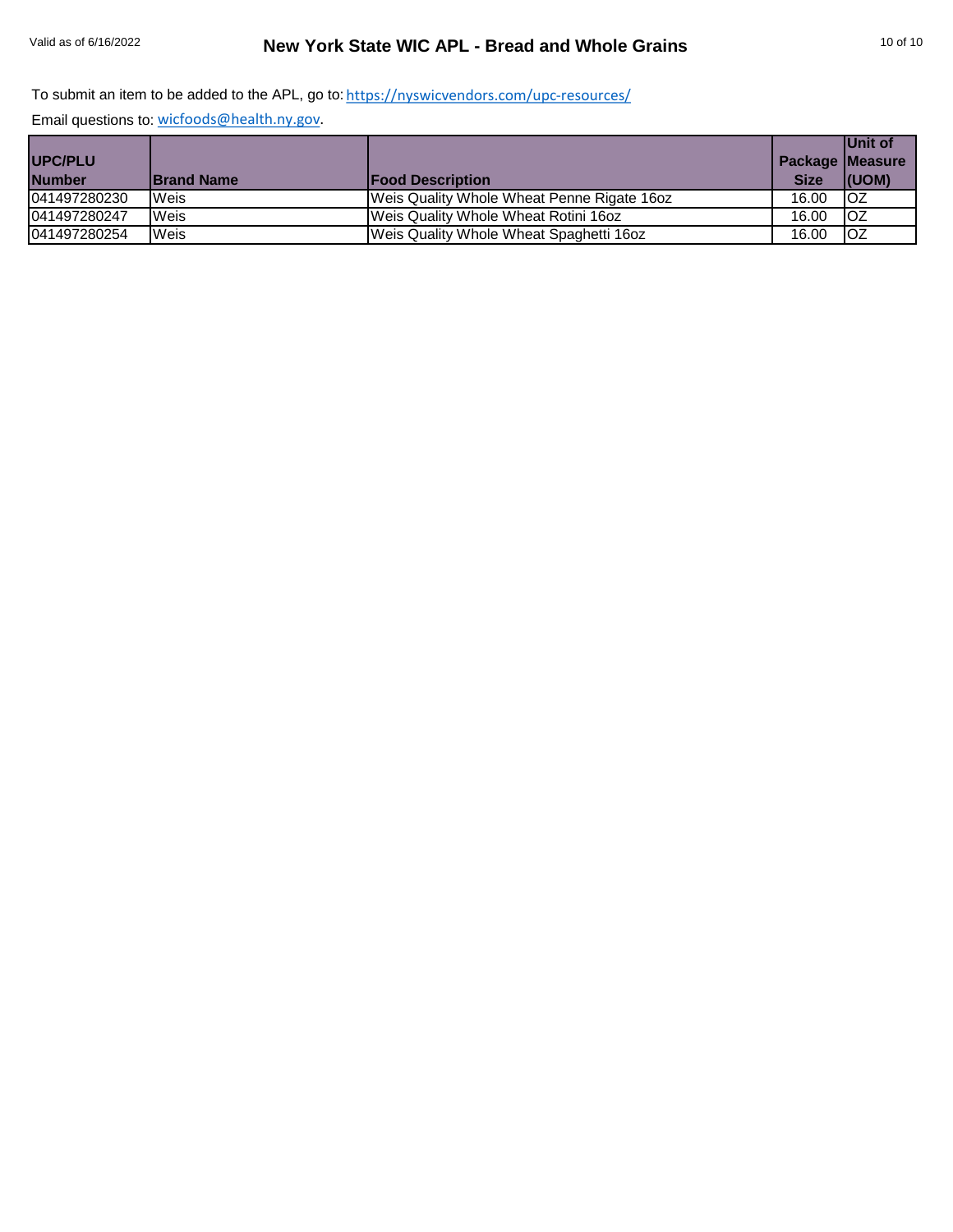To submit an item to be added to the APL, go to: https://nyswicvendors.com/upc-resources/

Email questions to: wicfoods@health.ny.gov.

| UPC/PLU Number | Brand Name | Food Description | Package Size | Unit of Measure (UOM) |
|---|---|---|---|---|
| 041497280230 | Weis | Weis Quality Whole Wheat Penne Rigate 16oz | 16.00 | OZ |
| 041497280247 | Weis | Weis Quality Whole Wheat Rotini 16oz | 16.00 | OZ |
| 041497280254 | Weis | Weis Quality Whole Wheat Spaghetti 16oz | 16.00 | OZ |